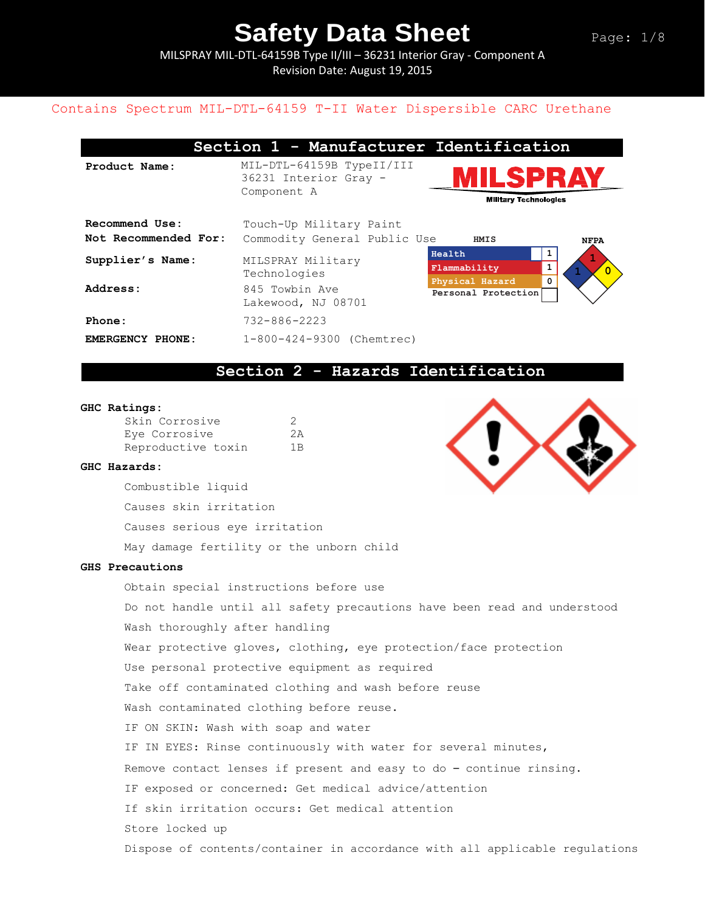# Safety Data Sheet

MILSPRAY MIL-DTL-64159B Type II/III – 36231 Interior Gray - Component A
Revision Date: August 19, 2015

Contains Spectrum MIL-DTL-64159 T-II Water Dispersible CARC Urethane

## Section 1 - Manufacturer Identification

**Product Name:** MIL-DTL-64159B TypeII/III 36231 Interior Gray - Component A

MILSPRAY Military Technologies

**Recommend Use:** Touch-Up Military Paint
**Not Recommended For:** Commodity General Public Use

**Supplier's Name:** MILSPRAY Military Technologies

**Address:** 845 Towbin Ave
Lakewood, NJ 08701

**Phone:** 732-886-2223

**EMERGENCY PHONE:** 1-800-424-9300 (Chemtrec)

| HMIS | |
|---|---|
| Health | 1 |
| Flammability | 1 |
| Physical Hazard | 0 |
| Personal Protection | |

NFPA: Flammability 1, Health 1, Instability 0

## Section 2 - Hazards Identification

**GHC Ratings:**

| | |
|---|---|
| Skin Corrosive | 2 |
| Eye Corrosive | 2A |
| Reproductive toxin | 1B |

**GHC Hazards:**

Combustible liquid

Causes skin irritation

Causes serious eye irritation

May damage fertility or the unborn child

**GHS Precautions**

Obtain special instructions before use

Do not handle until all safety precautions have been read and understood

Wash thoroughly after handling

Wear protective gloves, clothing, eye protection/face protection

Use personal protective equipment as required

Take off contaminated clothing and wash before reuse

Wash contaminated clothing before reuse.

IF ON SKIN: Wash with soap and water

IF IN EYES: Rinse continuously with water for several minutes,

Remove contact lenses if present and easy to do – continue rinsing.

IF exposed or concerned: Get medical advice/attention

If skin irritation occurs: Get medical attention

Store locked up

Dispose of contents/container in accordance with all applicable regulations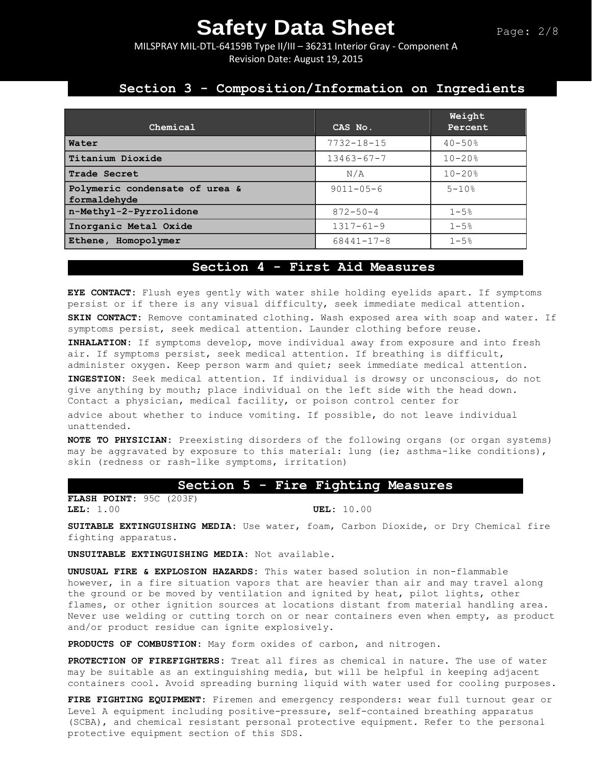## Section 3 - Composition/Information on Ingredients

| Chemical | CAS No. | Weight Percent |
|---|---|---|
| **Water** | 7732-18-15 | 40-50% |
| **Titanium Dioxide** | 13463-67-7 | 10-20% |
| **Trade Secret** | N/A | 10-20% |
| **Polymeric condensate of urea & formaldehyde** | 9011-05-6 | 5-10% |
| **n-Methyl-2-Pyrrolidone** | 872-50-4 | 1-5% |
| **Inorganic Metal Oxide** | 1317-61-9 | 1-5% |
| **Ethene, Homopolymer** | 68441-17-8 | 1-5% |

## Section 4 - First Aid Measures

**EYE CONTACT:** Flush eyes gently with water shile holding eyelids apart. If symptoms persist or if there is any visual difficulty, seek immediate medical attention.

**SKIN CONTACT:** Remove contaminated clothing. Wash exposed area with soap and water. If symptoms persist, seek medical attention. Launder clothing before reuse.

**INHALATION:** If symptoms develop, move individual away from exposure and into fresh air. If symptoms persist, seek medical attention. If breathing is difficult, administer oxygen. Keep person warm and quiet; seek immediate medical attention.

**INGESTION:** Seek medical attention. If individual is drowsy or unconscious, do not give anything by mouth; place individual on the left side with the head down. Contact a physician, medical facility, or poison control center for advice about whether to induce vomiting. If possible, do not leave individual unattended.

**NOTE TO PHYSICIAN:** Preexisting disorders of the following organs (or organ systems) may be aggravated by exposure to this material: lung (ie; asthma-like conditions), skin (redness or rash-like symptoms, irritation)

## Section 5 - Fire Fighting Measures

**FLASH POINT:** 95C (203F)

**LEL:** 1.00 **UEL:** 10.00

**SUITABLE EXTINGUISHING MEDIA:** Use water, foam, Carbon Dioxide, or Dry Chemical fire fighting apparatus.

**UNSUITABLE EXTINGUISHING MEDIA:** Not available.

**UNUSUAL FIRE & EXPLOSION HAZARDS:** This water based solution in non-flammable however, in a fire situation vapors that are heavier than air and may travel along the ground or be moved by ventilation and ignited by heat, pilot lights, other flames, or other ignition sources at locations distant from material handling area. Never use welding or cutting torch on or near containers even when empty, as product and/or product residue can ignite explosively.

**PRODUCTS OF COMBUSTION:** May form oxides of carbon, and nitrogen.

**PROTECTION OF FIREFIGHTERS:** Treat all fires as chemical in nature. The use of water may be suitable as an extinguishing media, but will be helpful in keeping adjacent containers cool. Avoid spreading burning liquid with water used for cooling purposes.

**FIRE FIGHTING EQUIPMENT:** Firemen and emergency responders: wear full turnout gear or Level A equipment including positive-pressure, self-contained breathing apparatus (SCBA), and chemical resistant personal protective equipment. Refer to the personal protective equipment section of this SDS.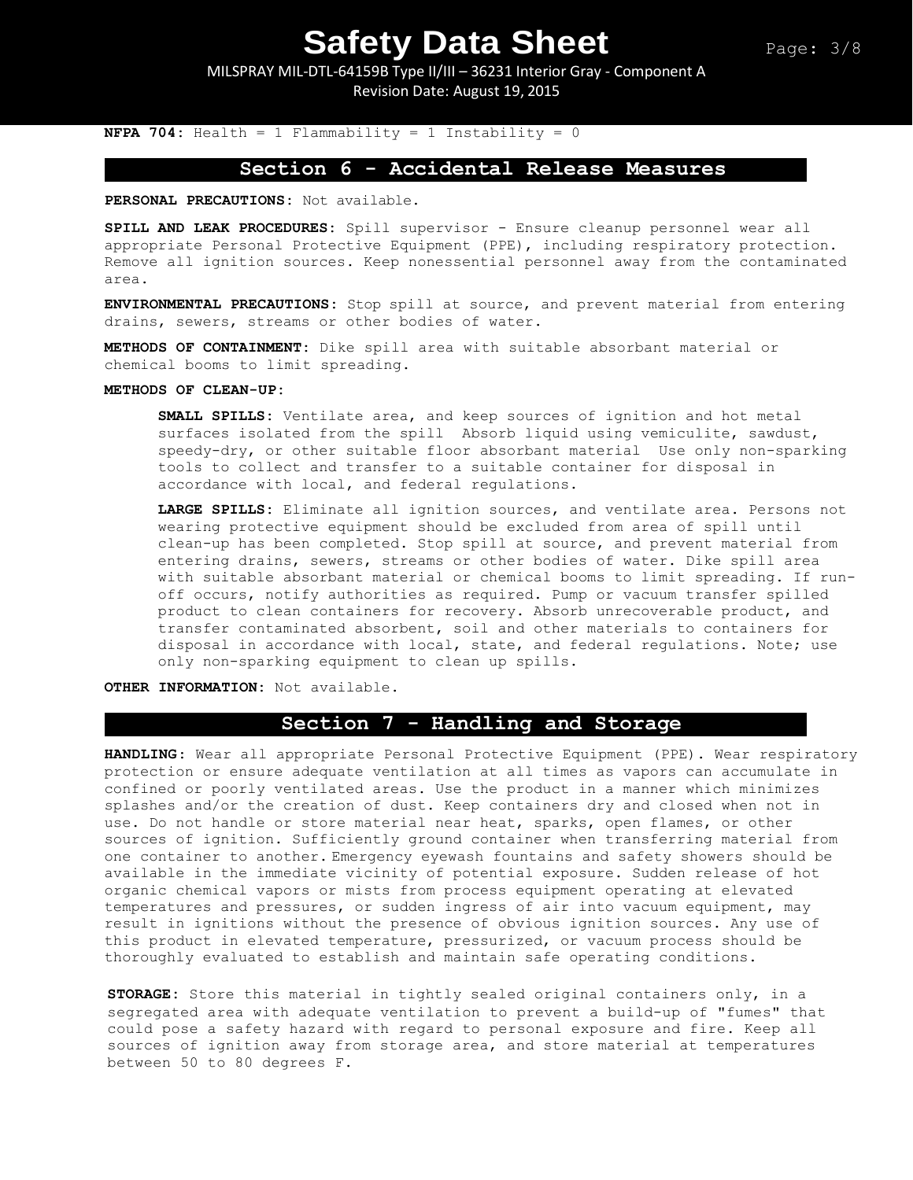**NFPA 704:** Health = 1 Flammability = 1 Instability = 0

## Section 6 - Accidental Release Measures

**PERSONAL PRECAUTIONS:** Not available.

**SPILL AND LEAK PROCEDURES:** Spill supervisor - Ensure cleanup personnel wear all appropriate Personal Protective Equipment (PPE), including respiratory protection. Remove all ignition sources. Keep nonessential personnel away from the contaminated area.

**ENVIRONMENTAL PRECAUTIONS:** Stop spill at source, and prevent material from entering drains, sewers, streams or other bodies of water.

**METHODS OF CONTAINMENT:** Dike spill area with suitable absorbant material or chemical booms to limit spreading.

**METHODS OF CLEAN-UP:**

**SMALL SPILLS:** Ventilate area, and keep sources of ignition and hot metal surfaces isolated from the spill Absorb liquid using vemiculite, sawdust, speedy-dry, or other suitable floor absorbant material Use only non-sparking tools to collect and transfer to a suitable container for disposal in accordance with local, and federal regulations.

**LARGE SPILLS:** Eliminate all ignition sources, and ventilate area. Persons not wearing protective equipment should be excluded from area of spill until clean-up has been completed. Stop spill at source, and prevent material from entering drains, sewers, streams or other bodies of water. Dike spill area with suitable absorbant material or chemical booms to limit spreading. If run-off occurs, notify authorities as required. Pump or vacuum transfer spilled product to clean containers for recovery. Absorb unrecoverable product, and transfer contaminated absorbent, soil and other materials to containers for disposal in accordance with local, state, and federal regulations. Note; use only non-sparking equipment to clean up spills.

**OTHER INFORMATION:** Not available.

## Section 7 - Handling and Storage

**HANDLING:** Wear all appropriate Personal Protective Equipment (PPE). Wear respiratory protection or ensure adequate ventilation at all times as vapors can accumulate in confined or poorly ventilated areas. Use the product in a manner which minimizes splashes and/or the creation of dust. Keep containers dry and closed when not in use. Do not handle or store material near heat, sparks, open flames, or other sources of ignition. Sufficiently ground container when transferring material from one container to another. Emergency eyewash fountains and safety showers should be available in the immediate vicinity of potential exposure. Sudden release of hot organic chemical vapors or mists from process equipment operating at elevated temperatures and pressures, or sudden ingress of air into vacuum equipment, may result in ignitions without the presence of obvious ignition sources. Any use of this product in elevated temperature, pressurized, or vacuum process should be thoroughly evaluated to establish and maintain safe operating conditions.

**STORAGE:** Store this material in tightly sealed original containers only, in a segregated area with adequate ventilation to prevent a build-up of "fumes" that could pose a safety hazard with regard to personal exposure and fire. Keep all sources of ignition away from storage area, and store material at temperatures between 50 to 80 degrees F.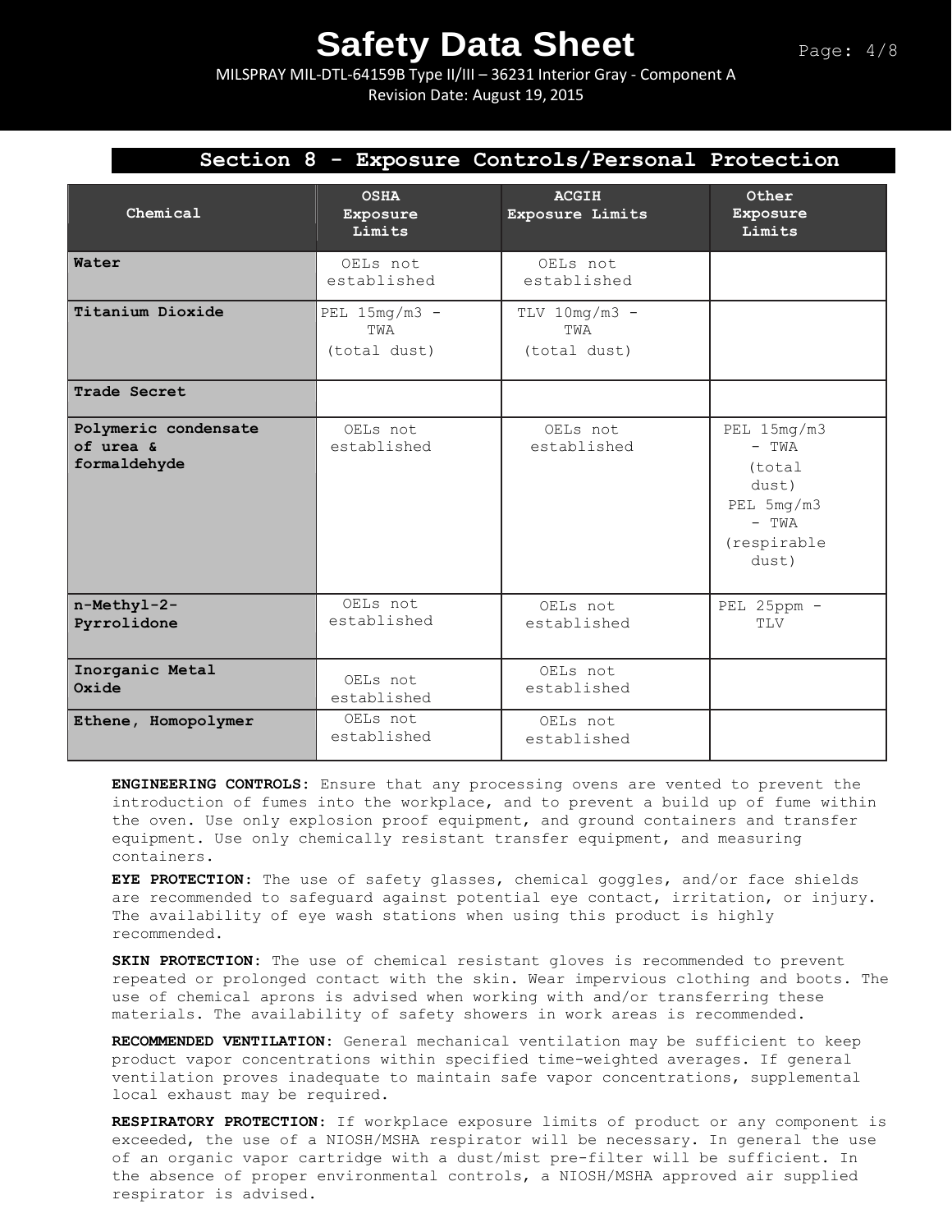## Section 8 - Exposure Controls/Personal Protection

| Chemical | OSHA Exposure Limits | ACGIH Exposure Limits | Other Exposure Limits |
|---|---|---|---|
| **Water** | OELs not established | OELs not established | |
| **Titanium Dioxide** | PEL 15mg/m3 - TWA (total dust) | TLV 10mg/m3 - TWA (total dust) | |
| **Trade Secret** | | | |
| **Polymeric condensate of urea & formaldehyde** | OELs not established | OELs not established | PEL 15mg/m3 - TWA (total dust) PEL 5mg/m3 - TWA (respirable dust) |
| **n-Methyl-2-Pyrrolidone** | OELs not established | OELs not established | PEL 25ppm - TLV |
| **Inorganic Metal Oxide** | OELs not established | OELs not established | |
| **Ethene, Homopolymer** | OELs not established | OELs not established | |

**ENGINEERING CONTROLS:** Ensure that any processing ovens are vented to prevent the introduction of fumes into the workplace, and to prevent a build up of fume within the oven. Use only explosion proof equipment, and ground containers and transfer equipment. Use only chemically resistant transfer equipment, and measuring containers.

**EYE PROTECTION:** The use of safety glasses, chemical goggles, and/or face shields are recommended to safeguard against potential eye contact, irritation, or injury. The availability of eye wash stations when using this product is highly recommended.

**SKIN PROTECTION:** The use of chemical resistant gloves is recommended to prevent repeated or prolonged contact with the skin. Wear impervious clothing and boots. The use of chemical aprons is advised when working with and/or transferring these materials. The availability of safety showers in work areas is recommended.

**RECOMMENDED VENTILATION:** General mechanical ventilation may be sufficient to keep product vapor concentrations within specified time-weighted averages. If general ventilation proves inadequate to maintain safe vapor concentrations, supplemental local exhaust may be required.

**RESPIRATORY PROTECTION:** If workplace exposure limits of product or any component is exceeded, the use of a NIOSH/MSHA respirator will be necessary. In general the use of an organic vapor cartridge with a dust/mist pre-filter will be sufficient. In the absence of proper environmental controls, a NIOSH/MSHA approved air supplied respirator is advised.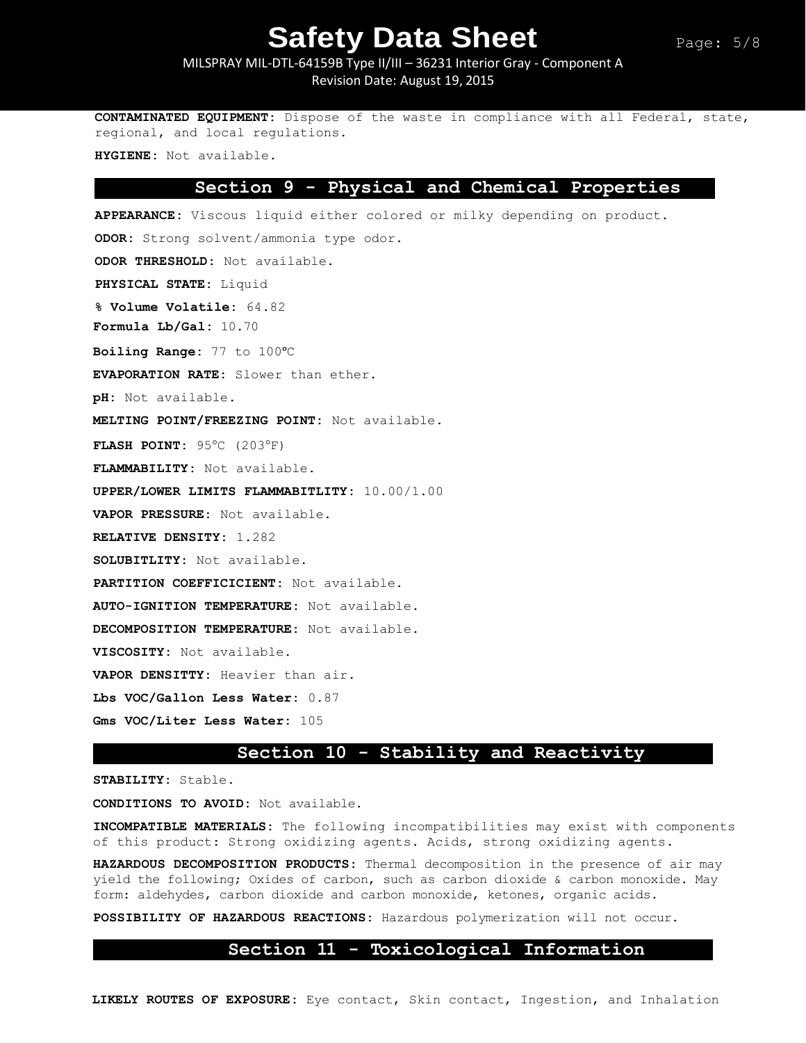**CONTAMINATED EQUIPMENT:** Dispose of the waste in compliance with all Federal, state, regional, and local regulations.

**HYGIENE:** Not available.

## Section 9 - Physical and Chemical Properties

**APPEARANCE:** Viscous liquid either colored or milky depending on product.

**ODOR:** Strong solvent/ammonia type odor.

**ODOR THRESHOLD:** Not available.

**PHYSICAL STATE:** Liquid

**% Volume Volatile:** 64.82

**Formula Lb/Gal:** 10.70

**Boiling Range:** 77 to 100ºC

**EVAPORATION RATE:** Slower than ether.

**pH:** Not available.

**MELTING POINT/FREEZING POINT:** Not available.

**FLASH POINT:** 95°C (203°F)

**FLAMMABILITY:** Not available.

**UPPER/LOWER LIMITS FLAMMABITLITY:** 10.00/1.00

**VAPOR PRESSURE:** Not available.

**RELATIVE DENSITY:** 1.282

**SOLUBITLITY:** Not available.

**PARTITION COEFFICICIENT:** Not available.

**AUTO-IGNITION TEMPERATURE:** Not available.

**DECOMPOSITION TEMPERATURE:** Not available.

**VISCOSITY:** Not available.

**VAPOR DENSITTY:** Heavier than air.

**Lbs VOC/Gallon Less Water:** 0.87

**Gms VOC/Liter Less Water:** 105

## Section 10 - Stability and Reactivity

**STABILITY:** Stable.

**CONDITIONS TO AVOID:** Not available.

**INCOMPATIBLE MATERIALS:** The following incompatibilities may exist with components of this product: Strong oxidizing agents. Acids, strong oxidizing agents.

**HAZARDOUS DECOMPOSITION PRODUCTS:** Thermal decomposition in the presence of air may yield the following; Oxides of carbon, such as carbon dioxide & carbon monoxide. May form: aldehydes, carbon dioxide and carbon monoxide, ketones, organic acids.

**POSSIBILITY OF HAZARDOUS REACTIONS:** Hazardous polymerization will not occur.

## Section 11 - Toxicological Information

**LIKELY ROUTES OF EXPOSURE:** Eye contact, Skin contact, Ingestion, and Inhalation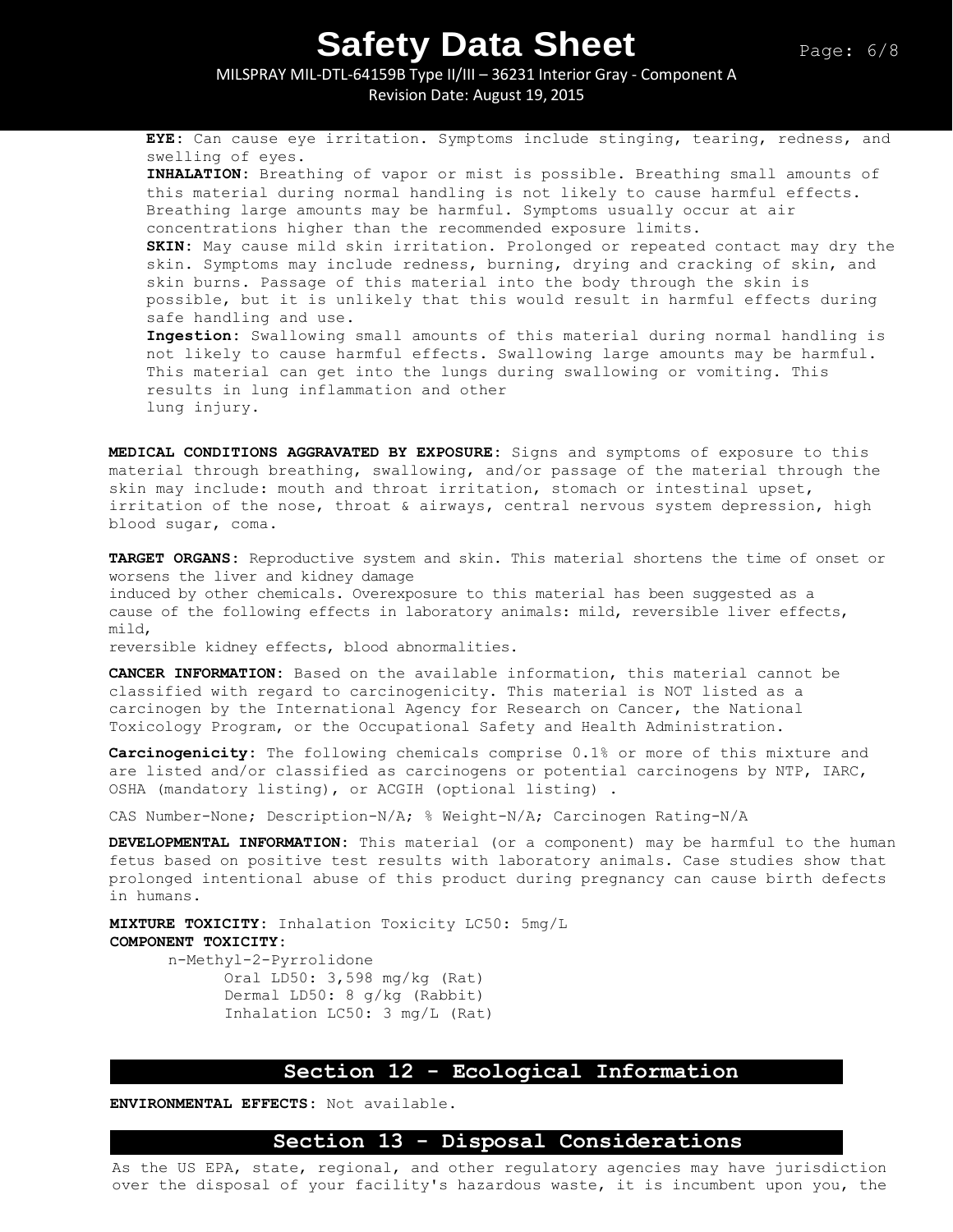**EYE:** Can cause eye irritation. Symptoms include stinging, tearing, redness, and swelling of eyes.

**INHALATION:** Breathing of vapor or mist is possible. Breathing small amounts of this material during normal handling is not likely to cause harmful effects. Breathing large amounts may be harmful. Symptoms usually occur at air concentrations higher than the recommended exposure limits.

**SKIN:** May cause mild skin irritation. Prolonged or repeated contact may dry the skin. Symptoms may include redness, burning, drying and cracking of skin, and skin burns. Passage of this material into the body through the skin is possible, but it is unlikely that this would result in harmful effects during safe handling and use.

**Ingestion:** Swallowing small amounts of this material during normal handling is not likely to cause harmful effects. Swallowing large amounts may be harmful. This material can get into the lungs during swallowing or vomiting. This results in lung inflammation and other lung injury.

**MEDICAL CONDITIONS AGGRAVATED BY EXPOSURE:** Signs and symptoms of exposure to this material through breathing, swallowing, and/or passage of the material through the skin may include: mouth and throat irritation, stomach or intestinal upset, irritation of the nose, throat & airways, central nervous system depression, high blood sugar, coma.

**TARGET ORGANS:** Reproductive system and skin. This material shortens the time of onset or worsens the liver and kidney damage induced by other chemicals. Overexposure to this material has been suggested as a cause of the following effects in laboratory animals: mild, reversible liver effects, mild, reversible kidney effects, blood abnormalities.

**CANCER INFORMATION:** Based on the available information, this material cannot be classified with regard to carcinogenicity. This material is NOT listed as a carcinogen by the International Agency for Research on Cancer, the National Toxicology Program, or the Occupational Safety and Health Administration.

**Carcinogenicity:** The following chemicals comprise 0.1% or more of this mixture and are listed and/or classified as carcinogens or potential carcinogens by NTP, IARC, OSHA (mandatory listing), or ACGIH (optional listing) .

CAS Number-None; Description-N/A; % Weight-N/A; Carcinogen Rating-N/A

**DEVELOPMENTAL INFORMATION:** This material (or a component) may be harmful to the human fetus based on positive test results with laboratory animals. Case studies show that prolonged intentional abuse of this product during pregnancy can cause birth defects in humans.

**MIXTURE TOXICITY:** Inhalation Toxicity LC50: 5mg/L

**COMPONENT TOXICITY:**

n-Methyl-2-Pyrrolidone
- Oral LD50: 3,598 mg/kg (Rat)
- Dermal LD50: 8 g/kg (Rabbit)
- Inhalation LC50: 3 mg/L (Rat)

## Section 12 - Ecological Information

**ENVIRONMENTAL EFFECTS:** Not available.

## Section 13 - Disposal Considerations

As the US EPA, state, regional, and other regulatory agencies may have jurisdiction over the disposal of your facility's hazardous waste, it is incumbent upon you, the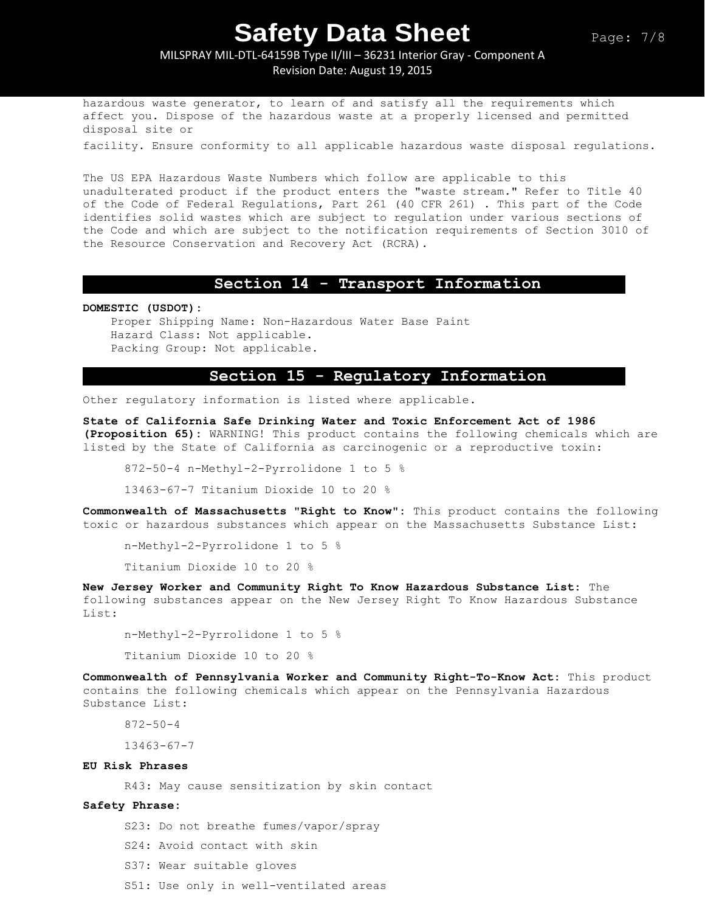hazardous waste generator, to learn of and satisfy all the requirements which affect you. Dispose of the hazardous waste at a properly licensed and permitted disposal site or

facility. Ensure conformity to all applicable hazardous waste disposal regulations.

The US EPA Hazardous Waste Numbers which follow are applicable to this unadulterated product if the product enters the "waste stream." Refer to Title 40 of the Code of Federal Regulations, Part 261 (40 CFR 261) . This part of the Code identifies solid wastes which are subject to regulation under various sections of the Code and which are subject to the notification requirements of Section 3010 of the Resource Conservation and Recovery Act (RCRA).

## Section 14 - Transport Information

**DOMESTIC (USDOT):**

Proper Shipping Name: Non-Hazardous Water Base Paint
Hazard Class: Not applicable.
Packing Group: Not applicable.

## Section 15 - Regulatory Information

Other regulatory information is listed where applicable.

**State of California Safe Drinking Water and Toxic Enforcement Act of 1986 (Proposition 65):** WARNING! This product contains the following chemicals which are listed by the State of California as carcinogenic or a reproductive toxin:

872-50-4 n-Methyl-2-Pyrrolidone 1 to 5 %

13463-67-7 Titanium Dioxide 10 to 20 %

**Commonwealth of Massachusetts "Right to Know":** This product contains the following toxic or hazardous substances which appear on the Massachusetts Substance List:

n-Methyl-2-Pyrrolidone 1 to 5 %

Titanium Dioxide 10 to 20 %

**New Jersey Worker and Community Right To Know Hazardous Substance List:** The following substances appear on the New Jersey Right To Know Hazardous Substance List:

n-Methyl-2-Pyrrolidone 1 to 5 %

Titanium Dioxide 10 to 20 %

**Commonwealth of Pennsylvania Worker and Community Right-To-Know Act:** This product contains the following chemicals which appear on the Pennsylvania Hazardous Substance List:

872-50-4

13463-67-7

**EU Risk Phrases**

R43: May cause sensitization by skin contact

**Safety Phrase:**

S23: Do not breathe fumes/vapor/spray

S24: Avoid contact with skin

S37: Wear suitable gloves

S51: Use only in well-ventilated areas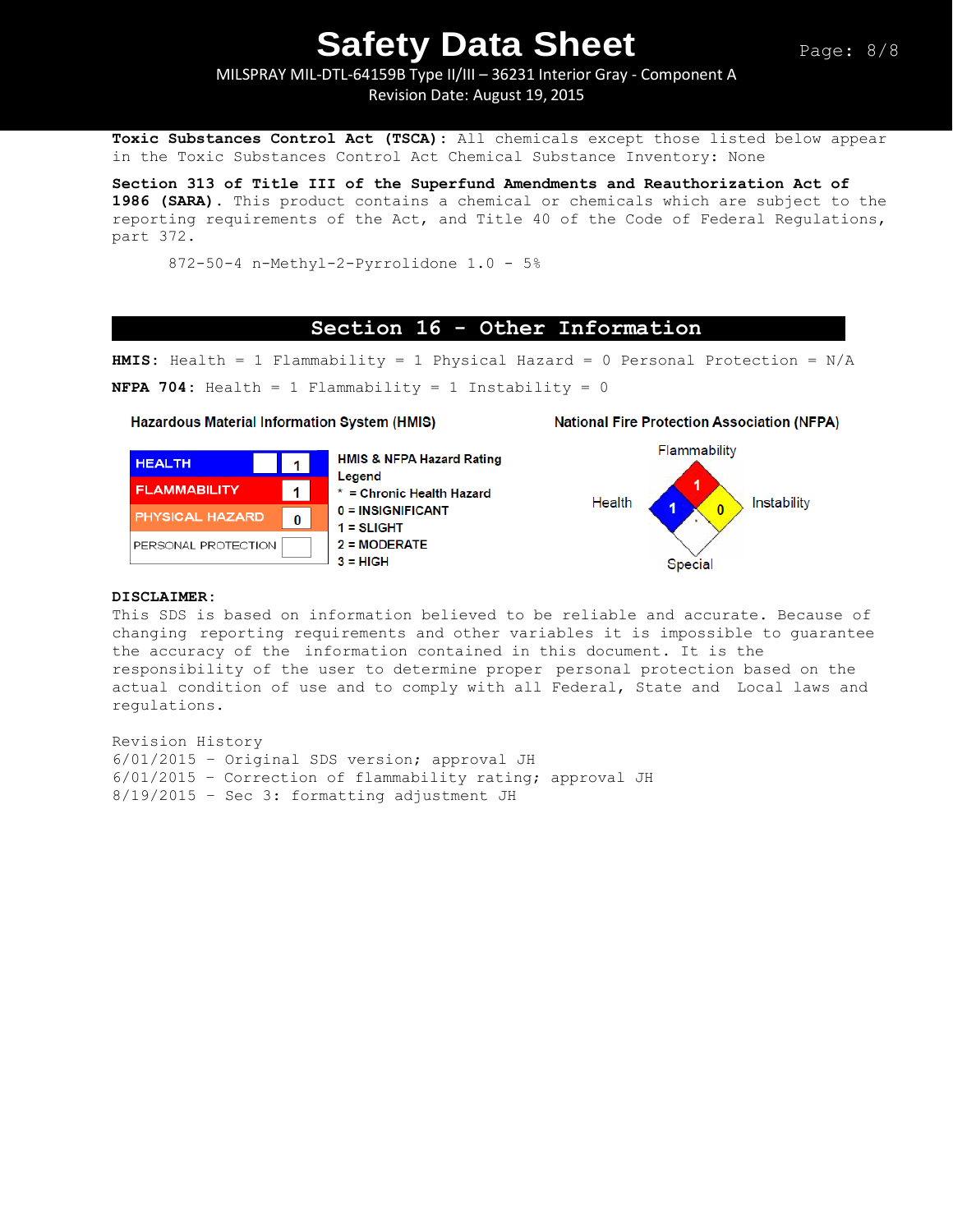**Toxic Substances Control Act (TSCA):** All chemicals except those listed below appear in the Toxic Substances Control Act Chemical Substance Inventory: None

**Section 313 of Title III of the Superfund Amendments and Reauthorization Act of 1986 (SARA).** This product contains a chemical or chemicals which are subject to the reporting requirements of the Act, and Title 40 of the Code of Federal Regulations, part 372.

872-50-4 n-Methyl-2-Pyrrolidone 1.0 - 5%

## Section 16 - Other Information

**HMIS:** Health = 1 Flammability = 1 Physical Hazard = 0 Personal Protection = N/A

**NFPA 704:** Health = 1 Flammability = 1 Instability = 0

**Hazardous Material Information System (HMIS)**

| | | |
|---|---|---|
| HEALTH | | 1 |
| FLAMMABILITY | | 1 |
| PHYSICAL HAZARD | | 0 |
| PERSONAL PROTECTION | | |

**HMIS & NFPA Hazard Rating Legend**
- * = Chronic Health Hazard
- 0 = INSIGNIFICANT
- 1 = SLIGHT
- 2 = MODERATE
- 3 = HIGH

**National Fire Protection Association (NFPA)**

Flammability: 1
Health: 1
Instability: 0
Special

**DISCLAIMER:**
This SDS is based on information believed to be reliable and accurate. Because of changing reporting requirements and other variables it is impossible to guarantee the accuracy of the information contained in this document. It is the responsibility of the user to determine proper personal protection based on the actual condition of use and to comply with all Federal, State and Local laws and regulations.

Revision History
6/01/2015 – Original SDS version; approval JH
6/01/2015 – Correction of flammability rating; approval JH
8/19/2015 – Sec 3: formatting adjustment JH